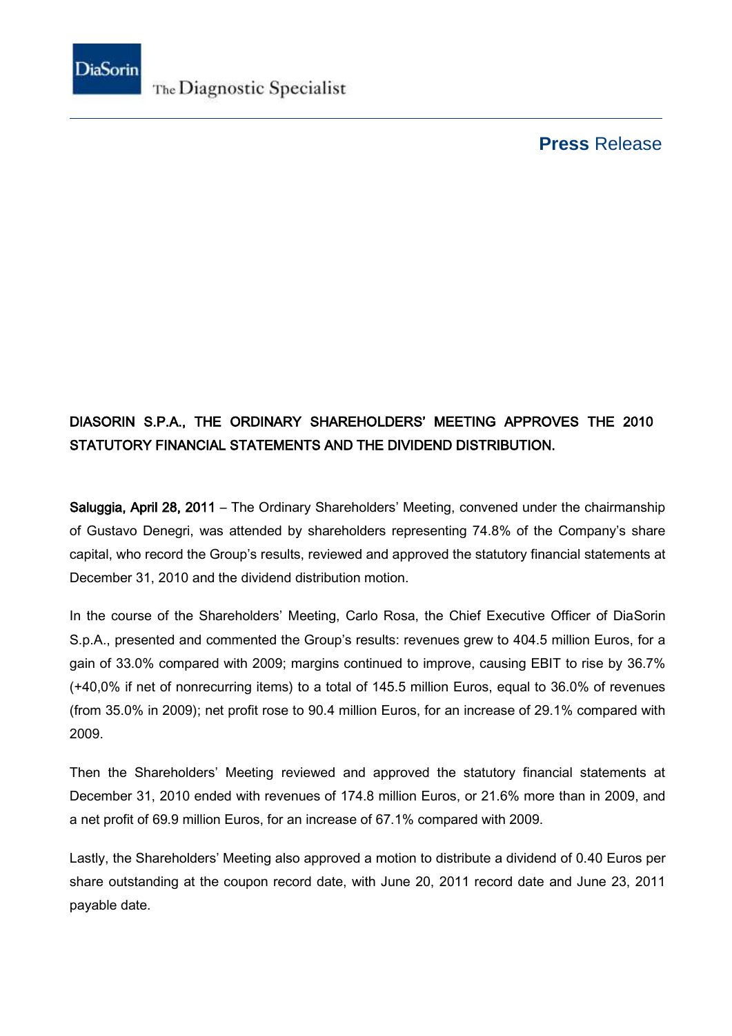DiaSorin The Diagnostic Specialist

**Press** Release

**DIASORIN S.P.A., THE ORDINARY SHAREHOLDERS' MEETING APPROVES THE 2010 STATUTORY FINANCIAL STATEMENTS AND THE DIVIDEND DISTRIBUTION.**

**Saluggia, April 28, 2011** – The Ordinary Shareholders' Meeting, convened under the chairmanship of Gustavo Denegri, was attended by shareholders representing 74.8% of the Company's share capital, who record the Group's results, reviewed and approved the statutory financial statements at December 31, 2010 and the dividend distribution motion.

In the course of the Shareholders' Meeting, Carlo Rosa, the Chief Executive Officer of DiaSorin S.p.A., presented and commented the Group's results: revenues grew to 404.5 million Euros, for a gain of 33.0% compared with 2009; margins continued to improve, causing EBIT to rise by 36.7% (+40,0% if net of nonrecurring items) to a total of 145.5 million Euros, equal to 36.0% of revenues (from 35.0% in 2009); net profit rose to 90.4 million Euros, for an increase of 29.1% compared with 2009.

Then the Shareholders' Meeting reviewed and approved the statutory financial statements at December 31, 2010 ended with revenues of 174.8 million Euros, or 21.6% more than in 2009, and a net profit of 69.9 million Euros, for an increase of 67.1% compared with 2009.

Lastly, the Shareholders' Meeting also approved a motion to distribute a dividend of 0.40 Euros per share outstanding at the coupon record date, with June 20, 2011 record date and June 23, 2011 payable date.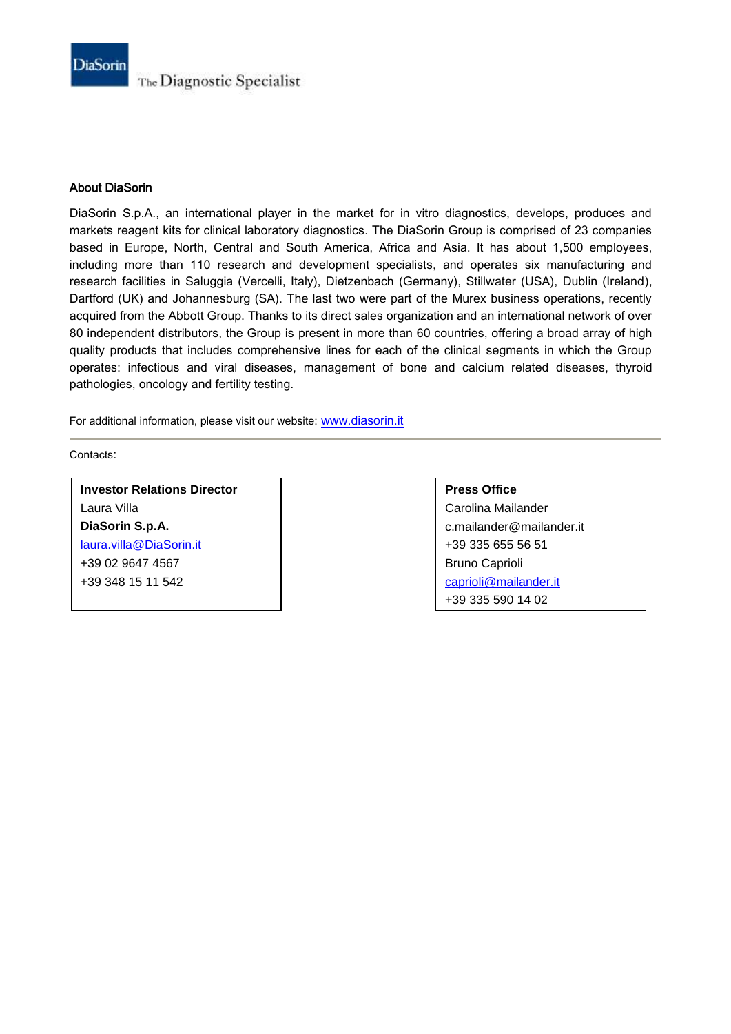## About DiaSorin

DiaSorin S.p.A., an international player in the market for in vitro diagnostics, develops, produces and markets reagent kits for clinical laboratory diagnostics. The DiaSorin Group is comprised of 23 companies based in Europe, North, Central and South America, Africa and Asia. It has about 1,500 employees, including more than 110 research and development specialists, and operates six manufacturing and research facilities in Saluggia (Vercelli, Italy), Dietzenbach (Germany), Stillwater (USA), Dublin (Ireland), Dartford (UK) and Johannesburg (SA). The last two were part of the Murex business operations, recently acquired from the Abbott Group. Thanks to its direct sales organization and an international network of over 80 independent distributors, the Group is present in more than 60 countries, offering a broad array of high quality products that includes comprehensive lines for each of the clinical segments in which the Group operates: infectious and viral diseases, management of bone and calcium related diseases, thyroid pathologies, oncology and fertility testing.

For additional information, please visit our website: www.diasorin.it

---

Contacts:

**Investor Relations Director**
Laura Villa
**DiaSorin S.p.A.**
laura.villa@DiaSorin.it
+39 02 9647 4567
+39 348 15 11 542

**Press Office**
Carolina Mailander
c.mailander@mailander.it
+39 335 655 56 51
Bruno Caprioli
caprioli@mailander.it
+39 335 590 14 02